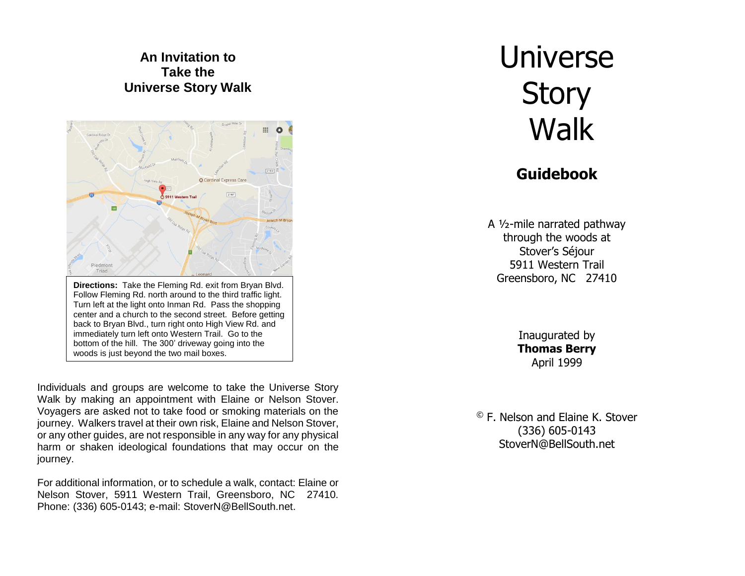## An Invitation to Take the Universe Story Walk

**Directions:** Take the Fleming Rd. exit from Bryan Blvd. Follow Fleming Rd. north around to the third traffic light. Turn left at the light onto Inman Rd. Pass the shopping center and a church to the second street. Before getting back to Bryan Blvd., turn right onto High View Rd. and immediately turn left onto Western Trail. Go to the bottom of the hill. The 300' driveway going into the woods is just beyond the two mail boxes.

Individuals and groups are welcome to take the Universe Story Walk by making an appointment with Elaine or Nelson Stover. Voyagers are asked not to take food or smoking materials on the journey. Walkers travel at their own risk, Elaine and Nelson Stover, or any other guides, are not responsible in any way for any physical harm or shaken ideological foundations that may occur on the journey.

For additional information, or to schedule a walk, contact: Elaine or Nelson Stover, 5911 Western Trail, Greensboro, NC 27410. Phone: (336) 605-0143; e-mail: StoverN@BellSouth.net.

# Universe Story Walk

## Guidebook

A ½-mile narrated pathway through the woods at Stover's Séjour
5911 Western Trail
Greensboro, NC 27410

Inaugurated by
**Thomas Berry**
April 1999

© F. Nelson and Elaine K. Stover
(336) 605-0143
StoverN@BellSouth.net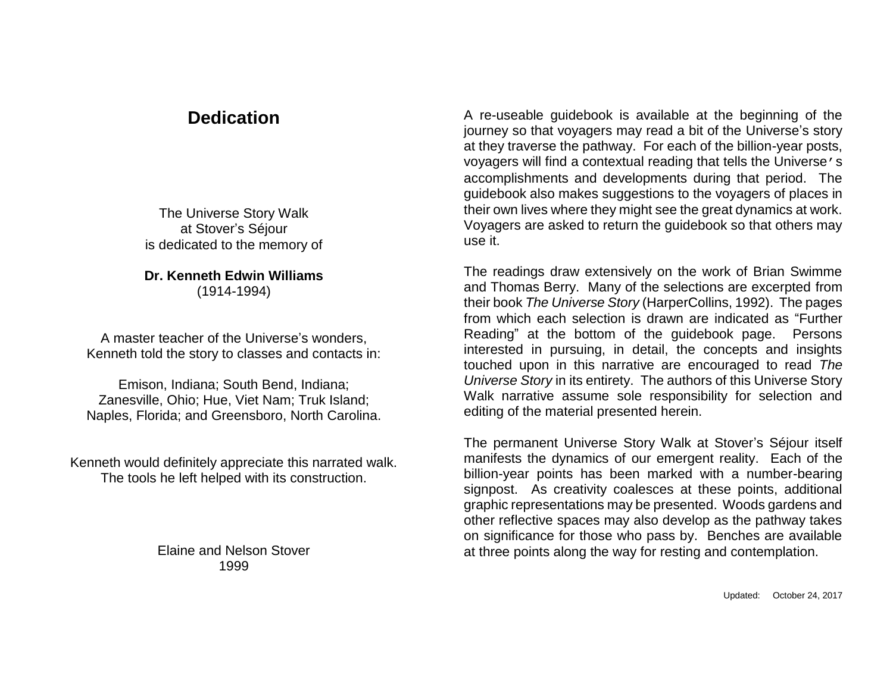# Dedication

The Universe Story Walk
at Stover's Séjour
is dedicated to the memory of

**Dr. Kenneth Edwin Williams**
(1914-1994)

A master teacher of the Universe's wonders,
Kenneth told the story to classes and contacts in:

Emison, Indiana; South Bend, Indiana;
Zanesville, Ohio; Hue, Viet Nam; Truk Island;
Naples, Florida; and Greensboro, North Carolina.

Kenneth would definitely appreciate this narrated walk.
The tools he left helped with its construction.

Elaine and Nelson Stover
1999

A re-useable guidebook is available at the beginning of the journey so that voyagers may read a bit of the Universe's story at they traverse the pathway. For each of the billion-year posts, voyagers will find a contextual reading that tells the Universe's accomplishments and developments during that period. The guidebook also makes suggestions to the voyagers of places in their own lives where they might see the great dynamics at work. Voyagers are asked to return the guidebook so that others may use it.

The readings draw extensively on the work of Brian Swimme and Thomas Berry. Many of the selections are excerpted from their book *The Universe Story* (HarperCollins, 1992). The pages from which each selection is drawn are indicated as "Further Reading" at the bottom of the guidebook page. Persons interested in pursuing, in detail, the concepts and insights touched upon in this narrative are encouraged to read *The Universe Story* in its entirety. The authors of this Universe Story Walk narrative assume sole responsibility for selection and editing of the material presented herein.

The permanent Universe Story Walk at Stover's Séjour itself manifests the dynamics of our emergent reality. Each of the billion-year points has been marked with a number-bearing signpost. As creativity coalesces at these points, additional graphic representations may be presented. Woods gardens and other reflective spaces may also develop as the pathway takes on significance for those who pass by. Benches are available at three points along the way for resting and contemplation.

Updated: October 24, 2017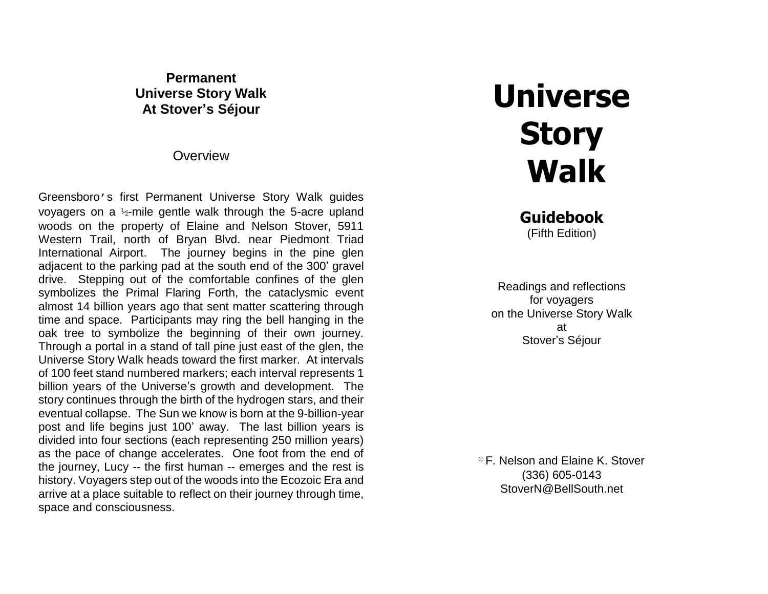**Permanent**
**Universe Story Walk**
**At Stover's Séjour**

Overview

Greensboro's first Permanent Universe Story Walk guides voyagers on a ½-mile gentle walk through the 5-acre upland woods on the property of Elaine and Nelson Stover, 5911 Western Trail, north of Bryan Blvd. near Piedmont Triad International Airport. The journey begins in the pine glen adjacent to the parking pad at the south end of the 300' gravel drive. Stepping out of the comfortable confines of the glen symbolizes the Primal Flaring Forth, the cataclysmic event almost 14 billion years ago that sent matter scattering through time and space. Participants may ring the bell hanging in the oak tree to symbolize the beginning of their own journey. Through a portal in a stand of tall pine just east of the glen, the Universe Story Walk heads toward the first marker. At intervals of 100 feet stand numbered markers; each interval represents 1 billion years of the Universe's growth and development. The story continues through the birth of the hydrogen stars, and their eventual collapse. The Sun we know is born at the 9-billion-year post and life begins just 100' away. The last billion years is divided into four sections (each representing 250 million years) as the pace of change accelerates. One foot from the end of the journey, Lucy -- the first human -- emerges and the rest is history. Voyagers step out of the woods into the Ecozoic Era and arrive at a place suitable to reflect on their journey through time, space and consciousness.

# Universe Story Walk

## Guidebook

(Fifth Edition)

Readings and reflections
for voyagers
on the Universe Story Walk
at
Stover's Séjour

© F. Nelson and Elaine K. Stover
(336) 605-0143
StoverN@BellSouth.net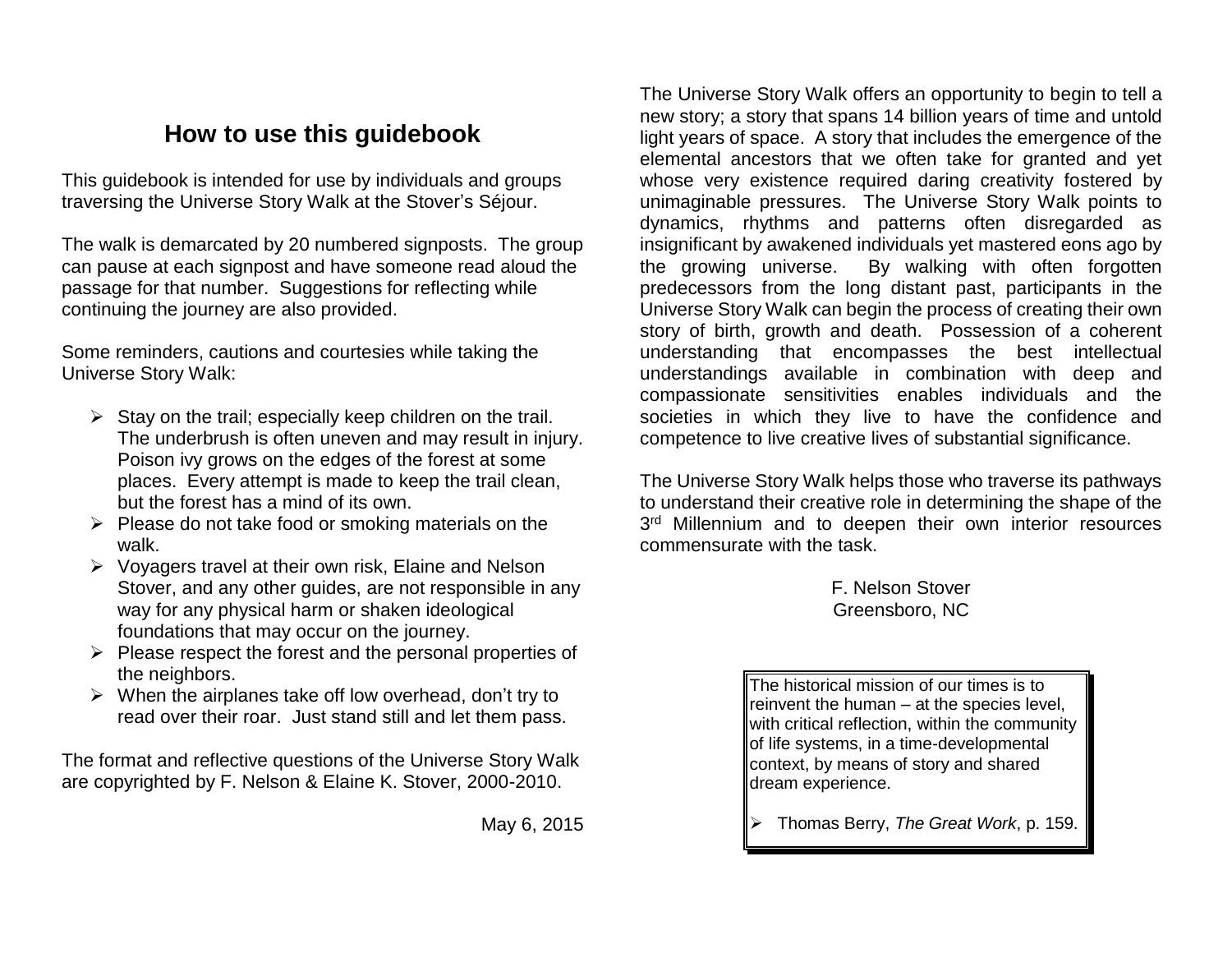## How to use this guidebook

This guidebook is intended for use by individuals and groups traversing the Universe Story Walk at the Stover's Séjour.

The walk is demarcated by 20 numbered signposts. The group can pause at each signpost and have someone read aloud the passage for that number. Suggestions for reflecting while continuing the journey are also provided.

Some reminders, cautions and courtesies while taking the Universe Story Walk:

- Stay on the trail; especially keep children on the trail. The underbrush is often uneven and may result in injury. Poison ivy grows on the edges of the forest at some places. Every attempt is made to keep the trail clean, but the forest has a mind of its own.
- Please do not take food or smoking materials on the walk.
- Voyagers travel at their own risk, Elaine and Nelson Stover, and any other guides, are not responsible in any way for any physical harm or shaken ideological foundations that may occur on the journey.
- Please respect the forest and the personal properties of the neighbors.
- When the airplanes take off low overhead, don't try to read over their roar. Just stand still and let them pass.

The format and reflective questions of the Universe Story Walk are copyrighted by F. Nelson & Elaine K. Stover, 2000-2010.

May 6, 2015

The Universe Story Walk offers an opportunity to begin to tell a new story; a story that spans 14 billion years of time and untold light years of space. A story that includes the emergence of the elemental ancestors that we often take for granted and yet whose very existence required daring creativity fostered by unimaginable pressures. The Universe Story Walk points to dynamics, rhythms and patterns often disregarded as insignificant by awakened individuals yet mastered eons ago by the growing universe. By walking with often forgotten predecessors from the long distant past, participants in the Universe Story Walk can begin the process of creating their own story of birth, growth and death. Possession of a coherent understanding that encompasses the best intellectual understandings available in combination with deep and compassionate sensitivities enables individuals and the societies in which they live to have the confidence and competence to live creative lives of substantial significance.

The Universe Story Walk helps those who traverse its pathways to understand their creative role in determining the shape of the 3rd Millennium and to deepen their own interior resources commensurate with the task.

F. Nelson Stover
Greensboro, NC

> The historical mission of our times is to reinvent the human – at the species level, with critical reflection, within the community of life systems, in a time-developmental context, by means of story and shared dream experience.
>
> - Thomas Berry, *The Great Work*, p. 159.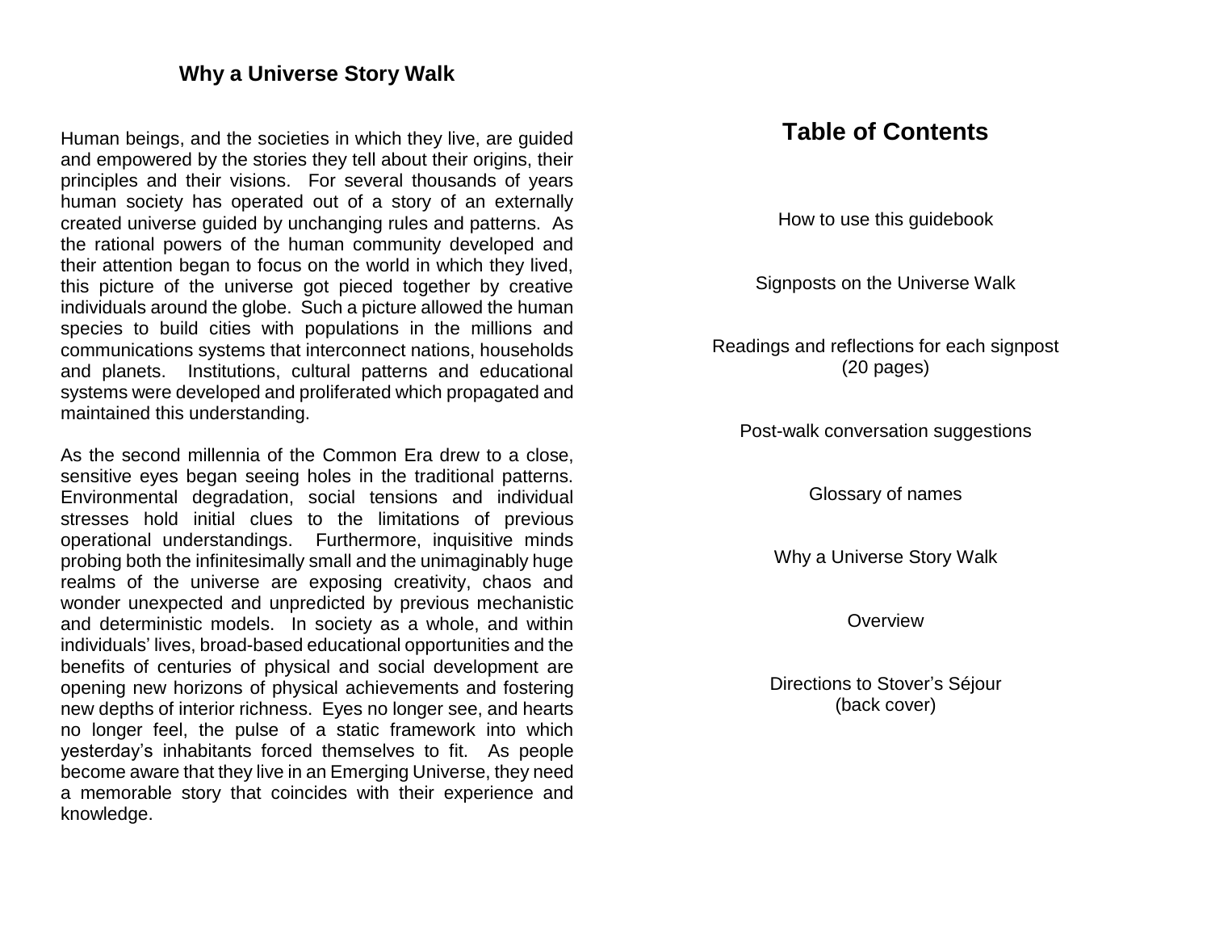## Why a Universe Story Walk

Human beings, and the societies in which they live, are guided and empowered by the stories they tell about their origins, their principles and their visions. For several thousands of years human society has operated out of a story of an externally created universe guided by unchanging rules and patterns. As the rational powers of the human community developed and their attention began to focus on the world in which they lived, this picture of the universe got pieced together by creative individuals around the globe. Such a picture allowed the human species to build cities with populations in the millions and communications systems that interconnect nations, households and planets. Institutions, cultural patterns and educational systems were developed and proliferated which propagated and maintained this understanding.

As the second millennia of the Common Era drew to a close, sensitive eyes began seeing holes in the traditional patterns. Environmental degradation, social tensions and individual stresses hold initial clues to the limitations of previous operational understandings. Furthermore, inquisitive minds probing both the infinitesimally small and the unimaginably huge realms of the universe are exposing creativity, chaos and wonder unexpected and unpredicted by previous mechanistic and deterministic models. In society as a whole, and within individuals' lives, broad-based educational opportunities and the benefits of centuries of physical and social development are opening new horizons of physical achievements and fostering new depths of interior richness. Eyes no longer see, and hearts no longer feel, the pulse of a static framework into which yesterday's inhabitants forced themselves to fit. As people become aware that they live in an Emerging Universe, they need a memorable story that coincides with their experience and knowledge.

## Table of Contents

How to use this guidebook

Signposts on the Universe Walk

Readings and reflections for each signpost (20 pages)

Post-walk conversation suggestions

Glossary of names

Why a Universe Story Walk

Overview

Directions to Stover's Séjour (back cover)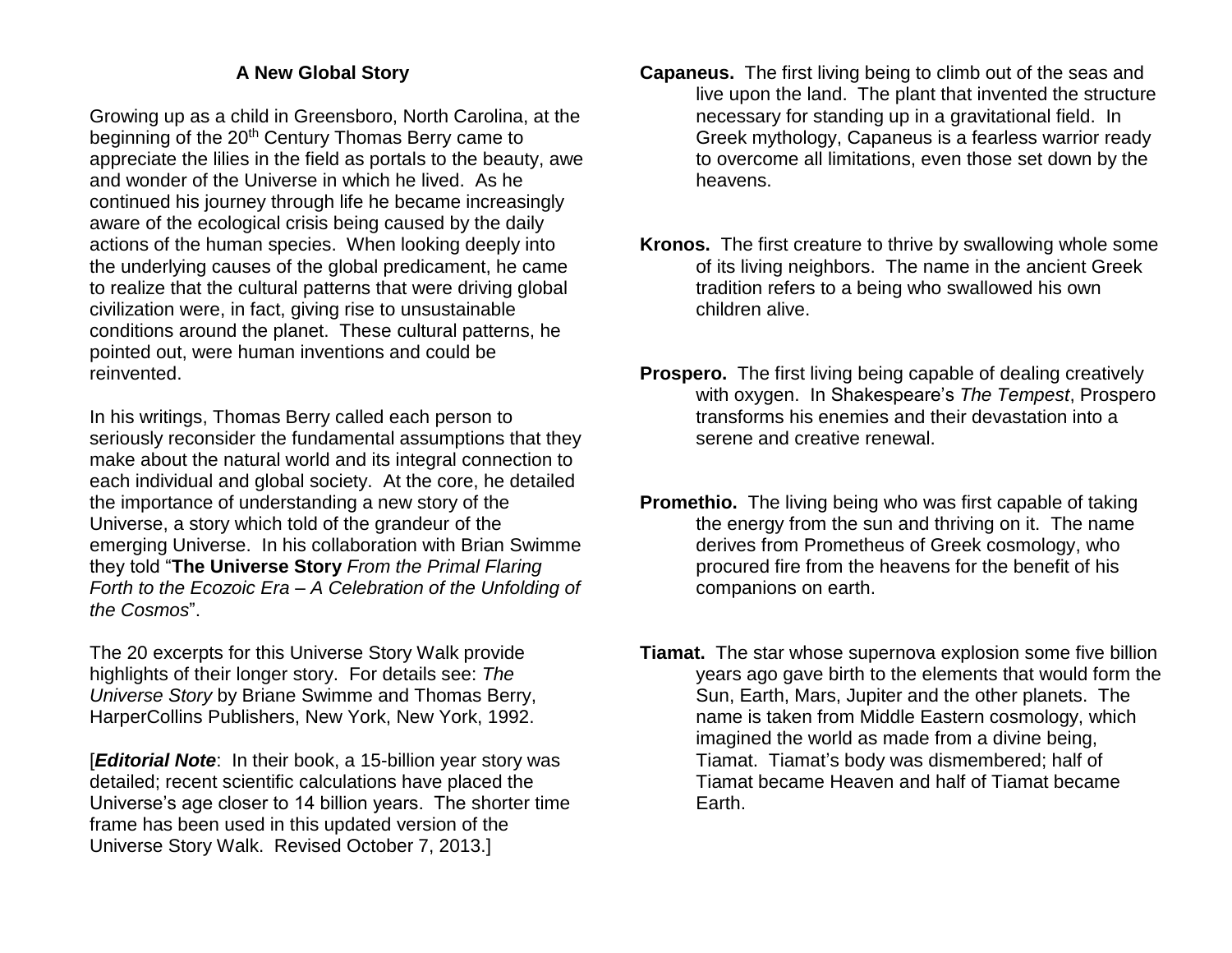## A New Global Story

Growing up as a child in Greensboro, North Carolina, at the beginning of the 20th Century Thomas Berry came to appreciate the lilies in the field as portals to the beauty, awe and wonder of the Universe in which he lived. As he continued his journey through life he became increasingly aware of the ecological crisis being caused by the daily actions of the human species. When looking deeply into the underlying causes of the global predicament, he came to realize that the cultural patterns that were driving global civilization were, in fact, giving rise to unsustainable conditions around the planet. These cultural patterns, he pointed out, were human inventions and could be reinvented.

In his writings, Thomas Berry called each person to seriously reconsider the fundamental assumptions that they make about the natural world and its integral connection to each individual and global society. At the core, he detailed the importance of understanding a new story of the Universe, a story which told of the grandeur of the emerging Universe. In his collaboration with Brian Swimme they told "**The Universe Story** *From the Primal Flaring Forth to the Ecozoic Era – A Celebration of the Unfolding of the Cosmos*".

The 20 excerpts for this Universe Story Walk provide highlights of their longer story. For details see: *The Universe Story* by Briane Swimme and Thomas Berry, HarperCollins Publishers, New York, New York, 1992.

[***Editorial Note***: In their book, a 15-billion year story was detailed; recent scientific calculations have placed the Universe's age closer to 14 billion years. The shorter time frame has been used in this updated version of the Universe Story Walk. Revised October 7, 2013.]

**Capaneus.** The first living being to climb out of the seas and live upon the land. The plant that invented the structure necessary for standing up in a gravitational field. In Greek mythology, Capaneus is a fearless warrior ready to overcome all limitations, even those set down by the heavens.

**Kronos.** The first creature to thrive by swallowing whole some of its living neighbors. The name in the ancient Greek tradition refers to a being who swallowed his own children alive.

**Prospero.** The first living being capable of dealing creatively with oxygen. In Shakespeare's *The Tempest*, Prospero transforms his enemies and their devastation into a serene and creative renewal.

**Promethio.** The living being who was first capable of taking the energy from the sun and thriving on it. The name derives from Prometheus of Greek cosmology, who procured fire from the heavens for the benefit of his companions on earth.

**Tiamat.** The star whose supernova explosion some five billion years ago gave birth to the elements that would form the Sun, Earth, Mars, Jupiter and the other planets. The name is taken from Middle Eastern cosmology, which imagined the world as made from a divine being, Tiamat. Tiamat's body was dismembered; half of Tiamat became Heaven and half of Tiamat became Earth.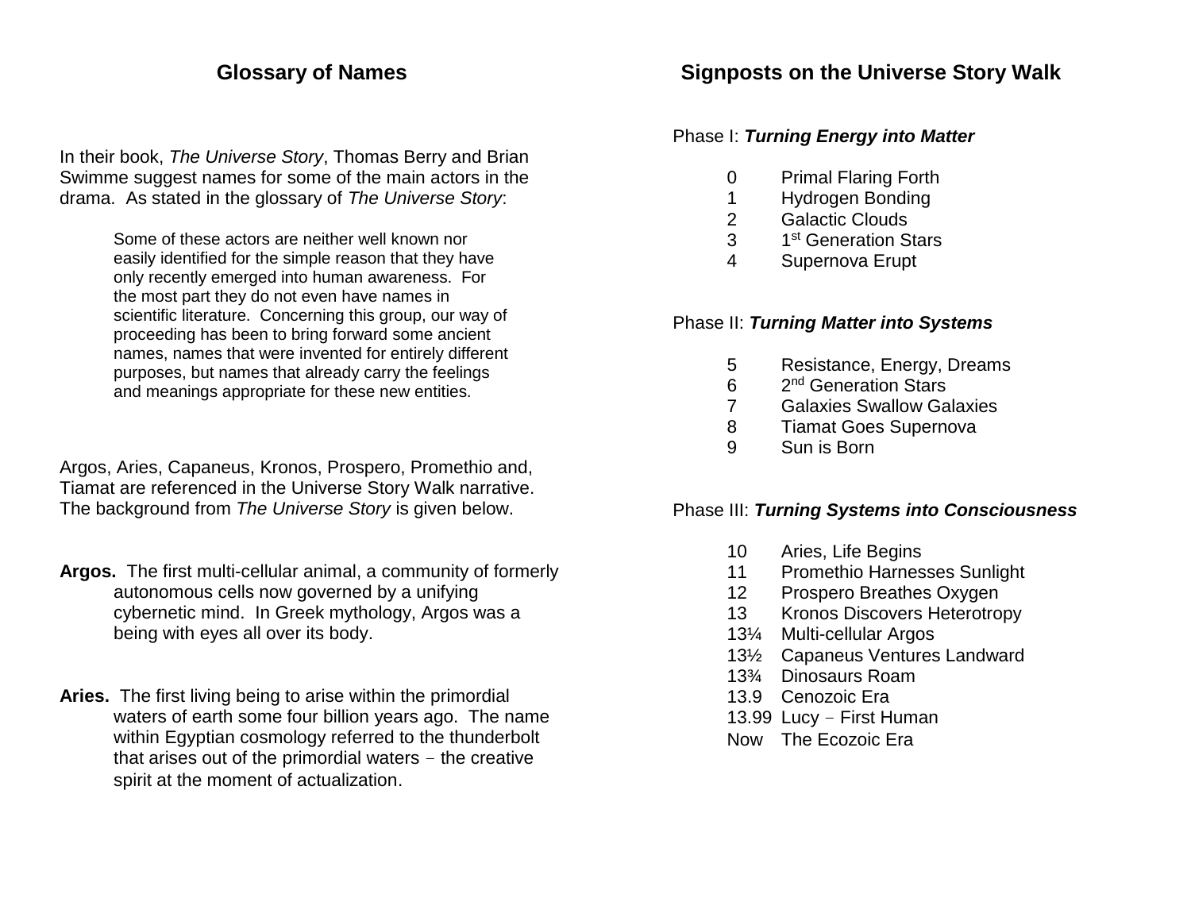## Glossary of Names

In their book, *The Universe Story*, Thomas Berry and Brian Swimme suggest names for some of the main actors in the drama. As stated in the glossary of *The Universe Story*:

> Some of these actors are neither well known nor easily identified for the simple reason that they have only recently emerged into human awareness. For the most part they do not even have names in scientific literature. Concerning this group, our way of proceeding has been to bring forward some ancient names, names that were invented for entirely different purposes, but names that already carry the feelings and meanings appropriate for these new entities.

Argos, Aries, Capaneus, Kronos, Prospero, Promethio and, Tiamat are referenced in the Universe Story Walk narrative. The background from *The Universe Story* is given below.

**Argos.** The first multi-cellular animal, a community of formerly autonomous cells now governed by a unifying cybernetic mind. In Greek mythology, Argos was a being with eyes all over its body.

**Aries.** The first living being to arise within the primordial waters of earth some four billion years ago. The name within Egyptian cosmology referred to the thunderbolt that arises out of the primordial waters – the creative spirit at the moment of actualization.

## Signposts on the Universe Story Walk

Phase I: ***Turning Energy into Matter***

- 0 Primal Flaring Forth
- 1 Hydrogen Bonding
- 2 Galactic Clouds
- 3 1st Generation Stars
- 4 Supernova Erupt

Phase II: ***Turning Matter into Systems***

- 5 Resistance, Energy, Dreams
- 6 2nd Generation Stars
- 7 Galaxies Swallow Galaxies
- 8 Tiamat Goes Supernova
- 9 Sun is Born

Phase III: ***Turning Systems into Consciousness***

- 10 Aries, Life Begins
- 11 Promethio Harnesses Sunlight
- 12 Prospero Breathes Oxygen
- 13 Kronos Discovers Heterotropy
- 13¼ Multi-cellular Argos
- 13½ Capaneus Ventures Landward
- 13¾ Dinosaurs Roam
- 13.9 Cenozoic Era
- 13.99 Lucy – First Human
- Now The Ecozoic Era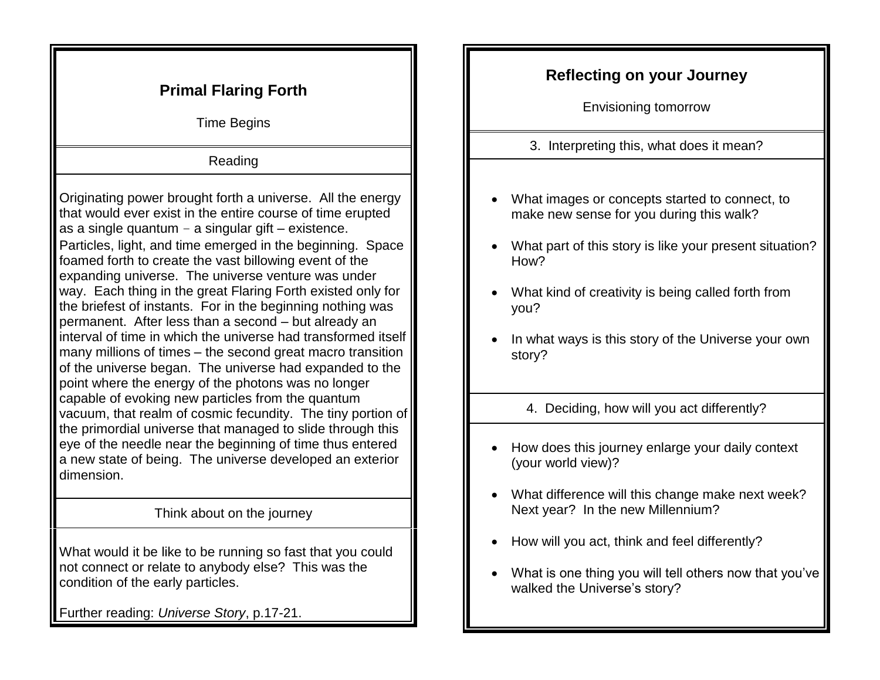## Primal Flaring Forth

Time Begins

### Reading

Originating power brought forth a universe. All the energy that would ever exist in the entire course of time erupted as a single quantum – a singular gift – existence. Particles, light, and time emerged in the beginning. Space foamed forth to create the vast billowing event of the expanding universe. The universe venture was under way. Each thing in the great Flaring Forth existed only for the briefest of instants. For in the beginning nothing was permanent. After less than a second – but already an interval of time in which the universe had transformed itself many millions of times – the second great macro transition of the universe began. The universe had expanded to the point where the energy of the photons was no longer capable of evoking new particles from the quantum vacuum, that realm of cosmic fecundity. The tiny portion of the primordial universe that managed to slide through this eye of the needle near the beginning of time thus entered a new state of being. The universe developed an exterior dimension.

### Think about on the journey

What would it be like to be running so fast that you could not connect or relate to anybody else? This was the condition of the early particles.

Further reading: *Universe Story*, p.17-21.

## Reflecting on your Journey

Envisioning tomorrow

### 3. Interpreting this, what does it mean?

- What images or concepts started to connect, to make new sense for you during this walk?
- What part of this story is like your present situation? How?
- What kind of creativity is being called forth from you?
- In what ways is this story of the Universe your own story?

### 4. Deciding, how will you act differently?

- How does this journey enlarge your daily context (your world view)?
- What difference will this change make next week? Next year? In the new Millennium?
- How will you act, think and feel differently?
- What is one thing you will tell others now that you've walked the Universe's story?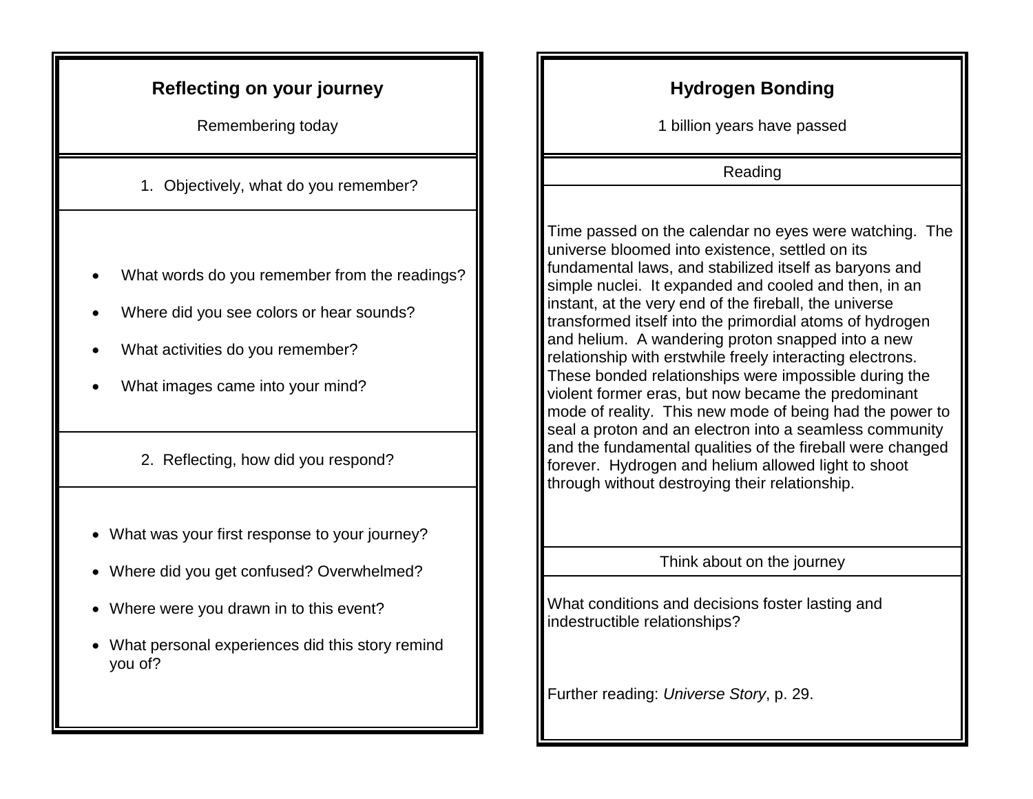## Reflecting on your journey

Remembering today

1. Objectively, what do you remember?

- What words do you remember from the readings?
- Where did you see colors or hear sounds?
- What activities do you remember?
- What images came into your mind?

2. Reflecting, how did you respond?

- What was your first response to your journey?
- Where did you get confused? Overwhelmed?
- Where were you drawn in to this event?
- What personal experiences did this story remind you of?

## Hydrogen Bonding

1 billion years have passed

Reading

Time passed on the calendar no eyes were watching. The universe bloomed into existence, settled on its fundamental laws, and stabilized itself as baryons and simple nuclei. It expanded and cooled and then, in an instant, at the very end of the fireball, the universe transformed itself into the primordial atoms of hydrogen and helium. A wandering proton snapped into a new relationship with erstwhile freely interacting electrons. These bonded relationships were impossible during the violent former eras, but now became the predominant mode of reality. This new mode of being had the power to seal a proton and an electron into a seamless community and the fundamental qualities of the fireball were changed forever. Hydrogen and helium allowed light to shoot through without destroying their relationship.

Think about on the journey

What conditions and decisions foster lasting and indestructible relationships?

Further reading: *Universe Story*, p. 29.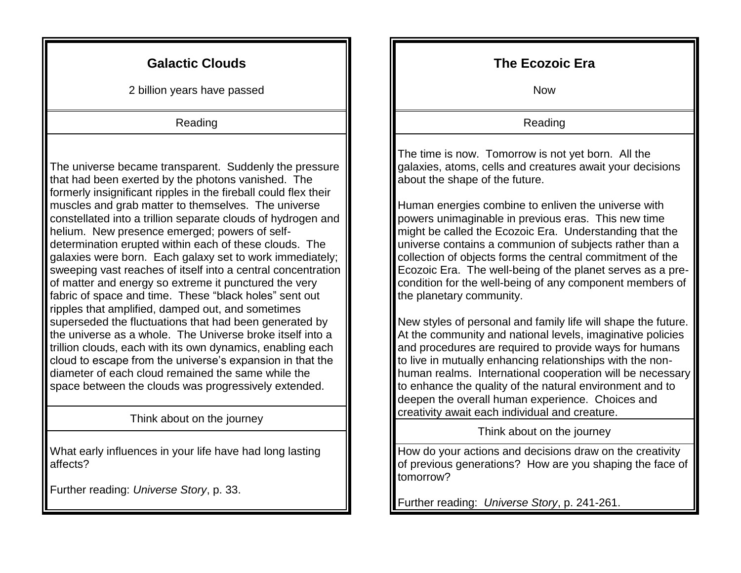## Galactic Clouds

2 billion years have passed

Reading

The universe became transparent. Suddenly the pressure that had been exerted by the photons vanished. The formerly insignificant ripples in the fireball could flex their muscles and grab matter to themselves. The universe constellated into a trillion separate clouds of hydrogen and helium. New presence emerged; powers of self-determination erupted within each of these clouds. The galaxies were born. Each galaxy set to work immediately; sweeping vast reaches of itself into a central concentration of matter and energy so extreme it punctured the very fabric of space and time. These "black holes" sent out ripples that amplified, damped out, and sometimes superseded the fluctuations that had been generated by the universe as a whole. The Universe broke itself into a trillion clouds, each with its own dynamics, enabling each cloud to escape from the universe's expansion in that the diameter of each cloud remained the same while the space between the clouds was progressively extended.

Think about on the journey

What early influences in your life have had long lasting affects?

Further reading: *Universe Story*, p. 33.

## The Ecozoic Era

Now

Reading

The time is now. Tomorrow is not yet born. All the galaxies, atoms, cells and creatures await your decisions about the shape of the future.

Human energies combine to enliven the universe with powers unimaginable in previous eras. This new time might be called the Ecozoic Era. Understanding that the universe contains a communion of subjects rather than a collection of objects forms the central commitment of the Ecozoic Era. The well-being of the planet serves as a pre-condition for the well-being of any component members of the planetary community.

New styles of personal and family life will shape the future. At the community and national levels, imaginative policies and procedures are required to provide ways for humans to live in mutually enhancing relationships with the non-human realms. International cooperation will be necessary to enhance the quality of the natural environment and to deepen the overall human experience. Choices and creativity await each individual and creature.

Think about on the journey

How do your actions and decisions draw on the creativity of previous generations? How are you shaping the face of tomorrow?

Further reading: *Universe Story*, p. 241-261.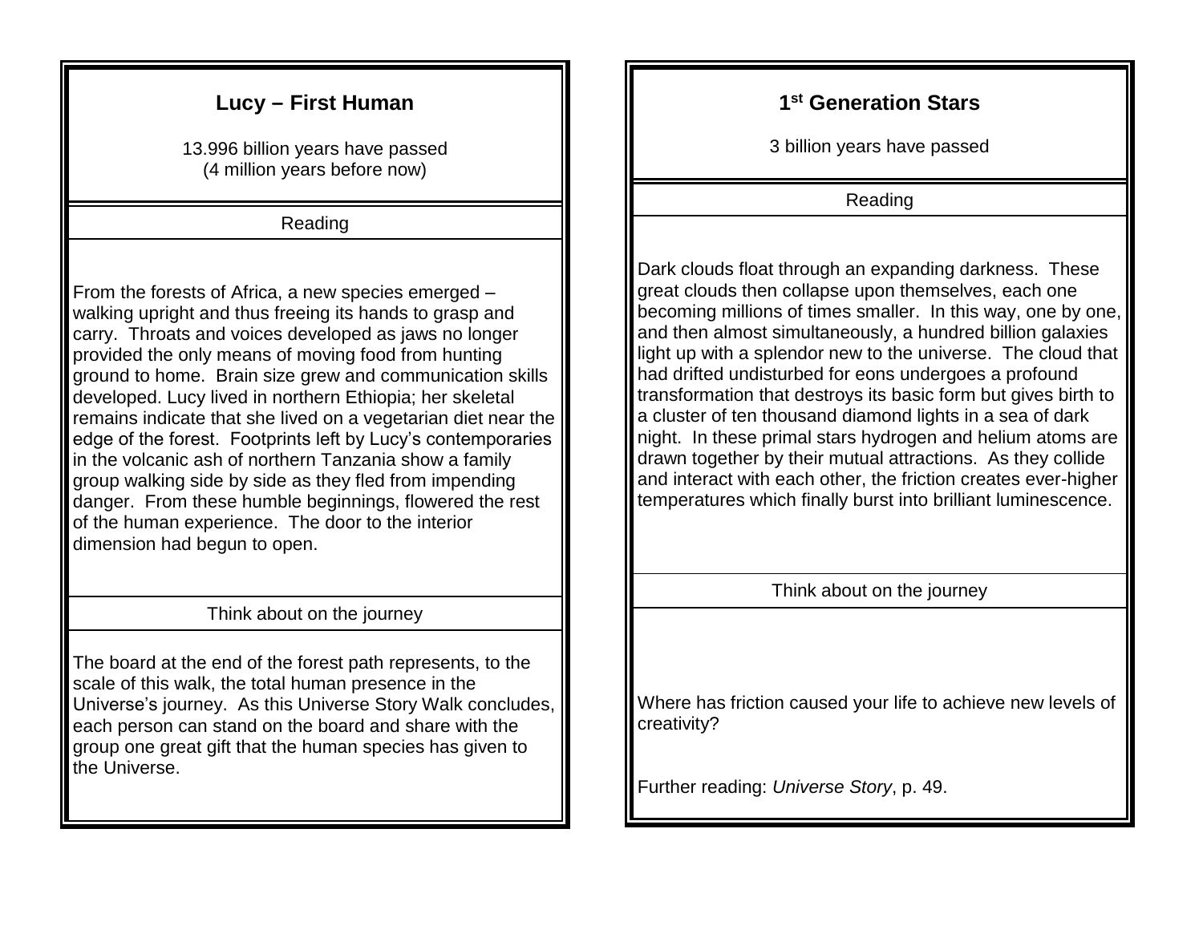## Lucy – First Human

13.996 billion years have passed
(4 million years before now)

Reading

From the forests of Africa, a new species emerged – walking upright and thus freeing its hands to grasp and carry. Throats and voices developed as jaws no longer provided the only means of moving food from hunting ground to home. Brain size grew and communication skills developed. Lucy lived in northern Ethiopia; her skeletal remains indicate that she lived on a vegetarian diet near the edge of the forest. Footprints left by Lucy's contemporaries in the volcanic ash of northern Tanzania show a family group walking side by side as they fled from impending danger. From these humble beginnings, flowered the rest of the human experience. The door to the interior dimension had begun to open.

Think about on the journey

The board at the end of the forest path represents, to the scale of this walk, the total human presence in the Universe's journey. As this Universe Story Walk concludes, each person can stand on the board and share with the group one great gift that the human species has given to the Universe.

## 1st Generation Stars

3 billion years have passed

Reading

Dark clouds float through an expanding darkness. These great clouds then collapse upon themselves, each one becoming millions of times smaller. In this way, one by one, and then almost simultaneously, a hundred billion galaxies light up with a splendor new to the universe. The cloud that had drifted undisturbed for eons undergoes a profound transformation that destroys its basic form but gives birth to a cluster of ten thousand diamond lights in a sea of dark night. In these primal stars hydrogen and helium atoms are drawn together by their mutual attractions. As they collide and interact with each other, the friction creates ever-higher temperatures which finally burst into brilliant luminescence.

Think about on the journey

Where has friction caused your life to achieve new levels of creativity?

Further reading: *Universe Story*, p. 49.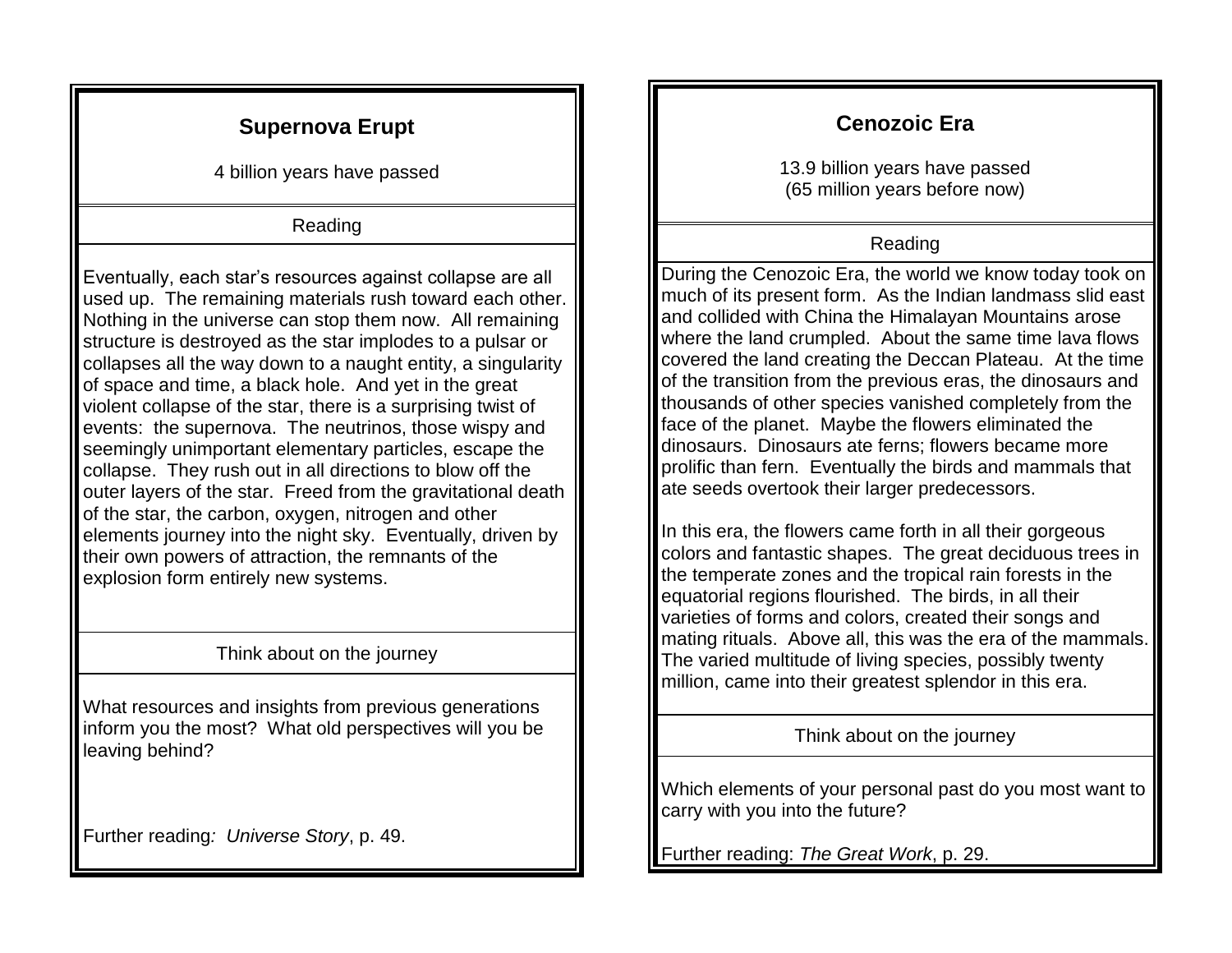## Supernova Erupt

4 billion years have passed

### Reading

Eventually, each star's resources against collapse are all used up. The remaining materials rush toward each other. Nothing in the universe can stop them now. All remaining structure is destroyed as the star implodes to a pulsar or collapses all the way down to a naught entity, a singularity of space and time, a black hole. And yet in the great violent collapse of the star, there is a surprising twist of events: the supernova. The neutrinos, those wispy and seemingly unimportant elementary particles, escape the collapse. They rush out in all directions to blow off the outer layers of the star. Freed from the gravitational death of the star, the carbon, oxygen, nitrogen and other elements journey into the night sky. Eventually, driven by their own powers of attraction, the remnants of the explosion form entirely new systems.

### Think about on the journey

What resources and insights from previous generations inform you the most? What old perspectives will you be leaving behind?

Further reading: *Universe Story*, p. 49.

## Cenozoic Era

13.9 billion years have passed
(65 million years before now)

### Reading

During the Cenozoic Era, the world we know today took on much of its present form. As the Indian landmass slid east and collided with China the Himalayan Mountains arose where the land crumpled. About the same time lava flows covered the land creating the Deccan Plateau. At the time of the transition from the previous eras, the dinosaurs and thousands of other species vanished completely from the face of the planet. Maybe the flowers eliminated the dinosaurs. Dinosaurs ate ferns; flowers became more prolific than fern. Eventually the birds and mammals that ate seeds overtook their larger predecessors.

In this era, the flowers came forth in all their gorgeous colors and fantastic shapes. The great deciduous trees in the temperate zones and the tropical rain forests in the equatorial regions flourished. The birds, in all their varieties of forms and colors, created their songs and mating rituals. Above all, this was the era of the mammals. The varied multitude of living species, possibly twenty million, came into their greatest splendor in this era.

### Think about on the journey

Which elements of your personal past do you most want to carry with you into the future?

Further reading: *The Great Work*, p. 29.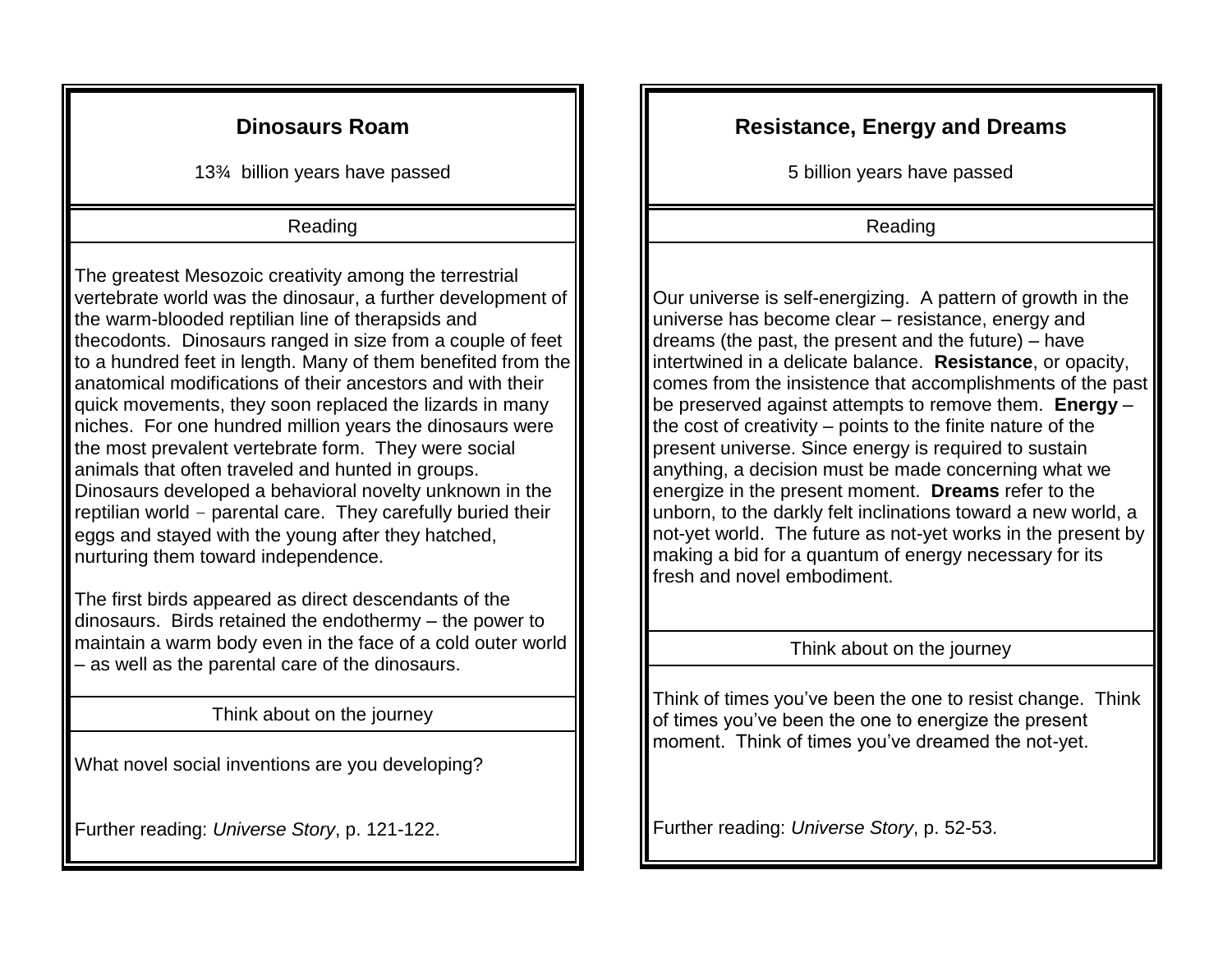## Dinosaurs Roam

13¾ billion years have passed

### Reading

The greatest Mesozoic creativity among the terrestrial vertebrate world was the dinosaur, a further development of the warm-blooded reptilian line of therapsids and thecodonts. Dinosaurs ranged in size from a couple of feet to a hundred feet in length. Many of them benefited from the anatomical modifications of their ancestors and with their quick movements, they soon replaced the lizards in many niches. For one hundred million years the dinosaurs were the most prevalent vertebrate form. They were social animals that often traveled and hunted in groups. Dinosaurs developed a behavioral novelty unknown in the reptilian world – parental care. They carefully buried their eggs and stayed with the young after they hatched, nurturing them toward independence.

The first birds appeared as direct descendants of the dinosaurs. Birds retained the endothermy – the power to maintain a warm body even in the face of a cold outer world – as well as the parental care of the dinosaurs.

### Think about on the journey

What novel social inventions are you developing?

Further reading: *Universe Story*, p. 121-122.

## Resistance, Energy and Dreams

5 billion years have passed

### Reading

Our universe is self-energizing. A pattern of growth in the universe has become clear – resistance, energy and dreams (the past, the present and the future) – have intertwined in a delicate balance. **Resistance**, or opacity, comes from the insistence that accomplishments of the past be preserved against attempts to remove them. **Energy** – the cost of creativity – points to the finite nature of the present universe. Since energy is required to sustain anything, a decision must be made concerning what we energize in the present moment. **Dreams** refer to the unborn, to the darkly felt inclinations toward a new world, a not-yet world. The future as not-yet works in the present by making a bid for a quantum of energy necessary for its fresh and novel embodiment.

### Think about on the journey

Think of times you've been the one to resist change. Think of times you've been the one to energize the present moment. Think of times you've dreamed the not-yet.

Further reading: *Universe Story*, p. 52-53.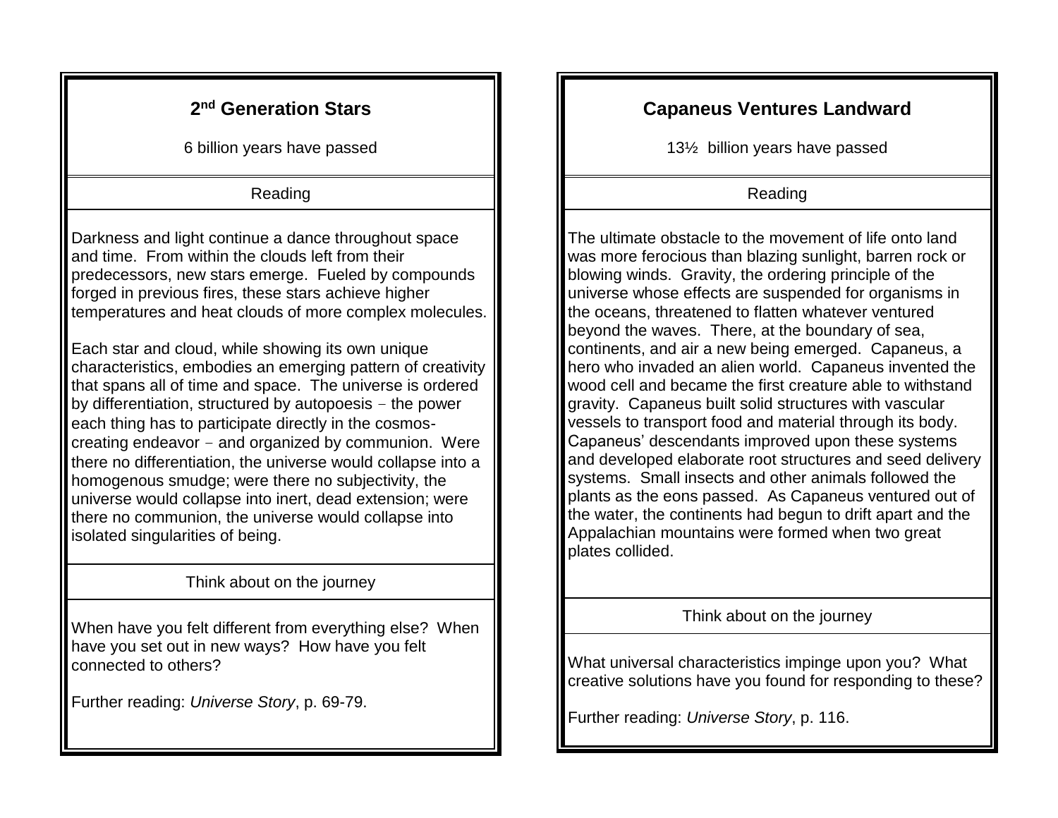## 2nd Generation Stars

6 billion years have passed

### Reading

Darkness and light continue a dance throughout space and time. From within the clouds left from their predecessors, new stars emerge. Fueled by compounds forged in previous fires, these stars achieve higher temperatures and heat clouds of more complex molecules.

Each star and cloud, while showing its own unique characteristics, embodies an emerging pattern of creativity that spans all of time and space. The universe is ordered by differentiation, structured by autopoesis – the power each thing has to participate directly in the cosmos-creating endeavor – and organized by communion. Were there no differentiation, the universe would collapse into a homogenous smudge; were there no subjectivity, the universe would collapse into inert, dead extension; were there no communion, the universe would collapse into isolated singularities of being.

### Think about on the journey

When have you felt different from everything else? When have you set out in new ways? How have you felt connected to others?

Further reading: *Universe Story*, p. 69-79.

## Capaneus Ventures Landward

13½ billion years have passed

### Reading

The ultimate obstacle to the movement of life onto land was more ferocious than blazing sunlight, barren rock or blowing winds. Gravity, the ordering principle of the universe whose effects are suspended for organisms in the oceans, threatened to flatten whatever ventured beyond the waves. There, at the boundary of sea, continents, and air a new being emerged. Capaneus, a hero who invaded an alien world. Capaneus invented the wood cell and became the first creature able to withstand gravity. Capaneus built solid structures with vascular vessels to transport food and material through its body. Capaneus' descendants improved upon these systems and developed elaborate root structures and seed delivery systems. Small insects and other animals followed the plants as the eons passed. As Capaneus ventured out of the water, the continents had begun to drift apart and the Appalachian mountains were formed when two great plates collided.

### Think about on the journey

What universal characteristics impinge upon you? What creative solutions have you found for responding to these?

Further reading: *Universe Story*, p. 116.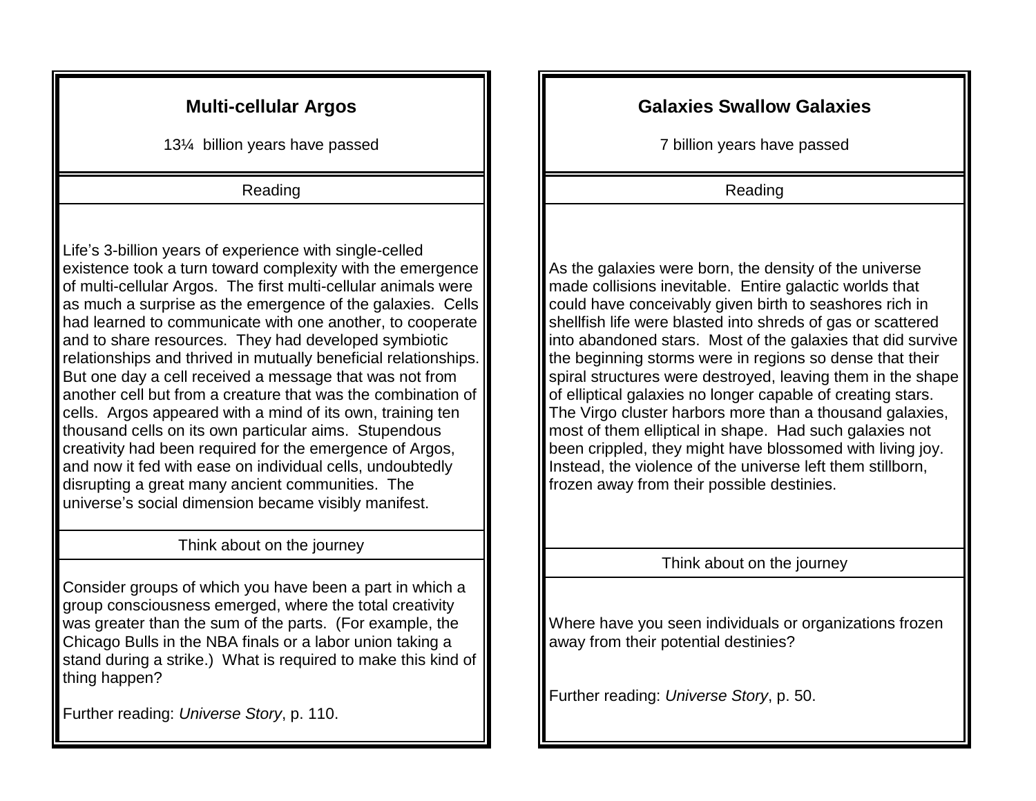## Multi-cellular Argos

13¼ billion years have passed

### Reading

Life's 3-billion years of experience with single-celled existence took a turn toward complexity with the emergence of multi-cellular Argos. The first multi-cellular animals were as much a surprise as the emergence of the galaxies. Cells had learned to communicate with one another, to cooperate and to share resources. They had developed symbiotic relationships and thrived in mutually beneficial relationships. But one day a cell received a message that was not from another cell but from a creature that was the combination of cells. Argos appeared with a mind of its own, training ten thousand cells on its own particular aims. Stupendous creativity had been required for the emergence of Argos, and now it fed with ease on individual cells, undoubtedly disrupting a great many ancient communities. The universe's social dimension became visibly manifest.

### Think about on the journey

Consider groups of which you have been a part in which a group consciousness emerged, where the total creativity was greater than the sum of the parts. (For example, the Chicago Bulls in the NBA finals or a labor union taking a stand during a strike.) What is required to make this kind of thing happen?

Further reading: *Universe Story*, p. 110.

## Galaxies Swallow Galaxies

7 billion years have passed

### Reading

As the galaxies were born, the density of the universe made collisions inevitable. Entire galactic worlds that could have conceivably given birth to seashores rich in shellfish life were blasted into shreds of gas or scattered into abandoned stars. Most of the galaxies that did survive the beginning storms were in regions so dense that their spiral structures were destroyed, leaving them in the shape of elliptical galaxies no longer capable of creating stars. The Virgo cluster harbors more than a thousand galaxies, most of them elliptical in shape. Had such galaxies not been crippled, they might have blossomed with living joy. Instead, the violence of the universe left them stillborn, frozen away from their possible destinies.

### Think about on the journey

Where have you seen individuals or organizations frozen away from their potential destinies?

Further reading: *Universe Story*, p. 50.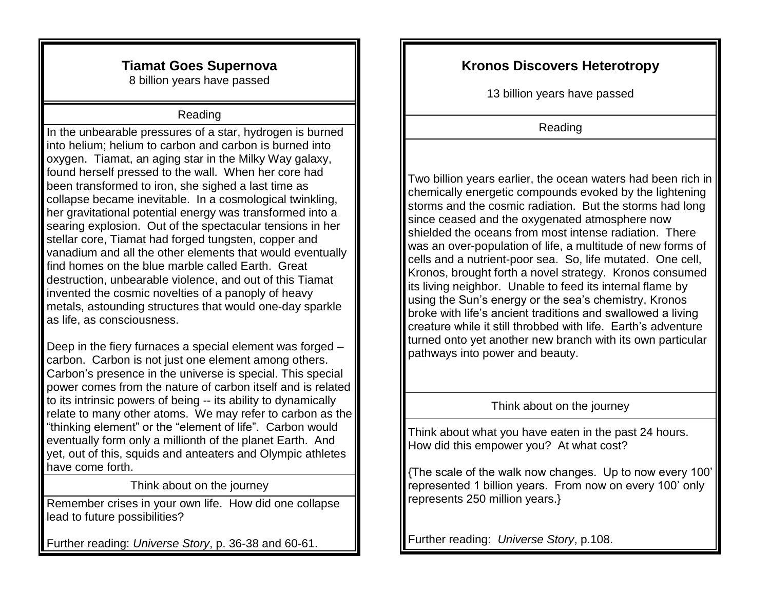## Tiamat Goes Supernova

8 billion years have passed

### Reading

In the unbearable pressures of a star, hydrogen is burned into helium; helium to carbon and carbon is burned into oxygen. Tiamat, an aging star in the Milky Way galaxy, found herself pressed to the wall. When her core had been transformed to iron, she sighed a last time as collapse became inevitable. In a cosmological twinkling, her gravitational potential energy was transformed into a searing explosion. Out of the spectacular tensions in her stellar core, Tiamat had forged tungsten, copper and vanadium and all the other elements that would eventually find homes on the blue marble called Earth. Great destruction, unbearable violence, and out of this Tiamat invented the cosmic novelties of a panoply of heavy metals, astounding structures that would one-day sparkle as life, as consciousness.

Deep in the fiery furnaces a special element was forged – carbon. Carbon is not just one element among others. Carbon's presence in the universe is special. This special power comes from the nature of carbon itself and is related to its intrinsic powers of being -- its ability to dynamically relate to many other atoms. We may refer to carbon as the "thinking element" or the "element of life". Carbon would eventually form only a millionth of the planet Earth. And yet, out of this, squids and anteaters and Olympic athletes have come forth.

### Think about on the journey

Remember crises in your own life. How did one collapse lead to future possibilities?

Further reading: *Universe Story*, p. 36-38 and 60-61.

## Kronos Discovers Heterotropy

13 billion years have passed

### Reading

Two billion years earlier, the ocean waters had been rich in chemically energetic compounds evoked by the lightening storms and the cosmic radiation. But the storms had long since ceased and the oxygenated atmosphere now shielded the oceans from most intense radiation. There was an over-population of life, a multitude of new forms of cells and a nutrient-poor sea. So, life mutated. One cell, Kronos, brought forth a novel strategy. Kronos consumed its living neighbor. Unable to feed its internal flame by using the Sun's energy or the sea's chemistry, Kronos broke with life's ancient traditions and swallowed a living creature while it still throbbed with life. Earth's adventure turned onto yet another new branch with its own particular pathways into power and beauty.

### Think about on the journey

Think about what you have eaten in the past 24 hours. How did this empower you? At what cost?

{The scale of the walk now changes. Up to now every 100' represented 1 billion years. From now on every 100' only represents 250 million years.}

Further reading: *Universe Story*, p.108.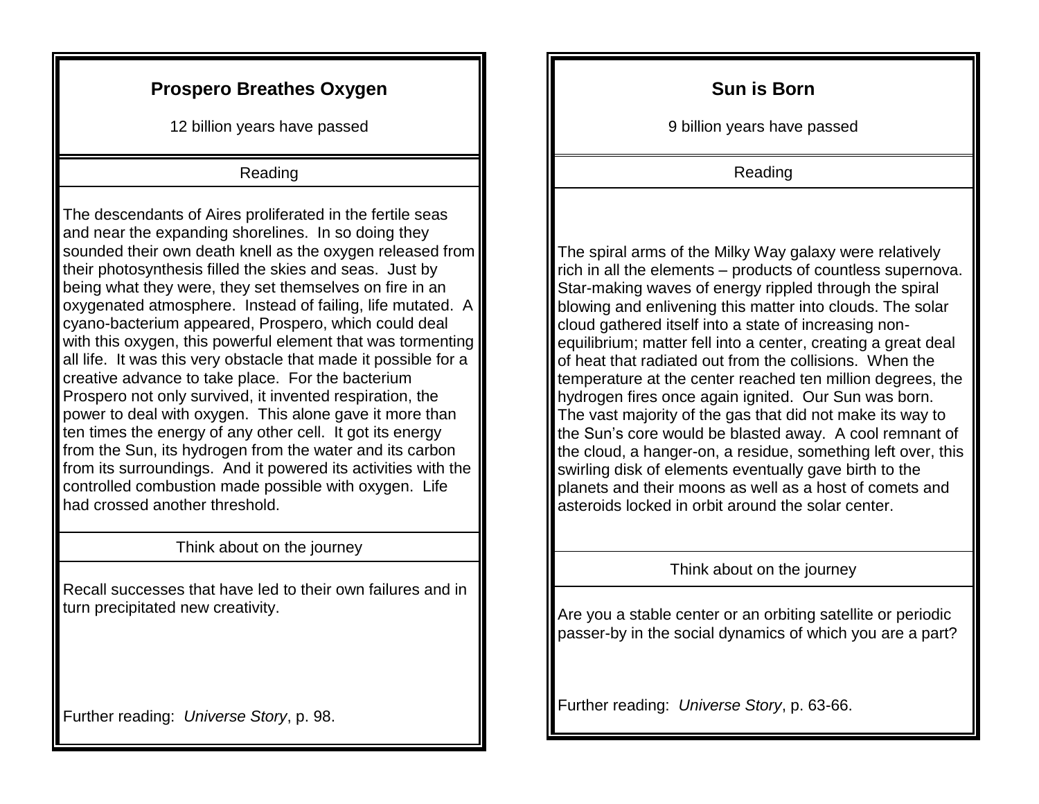## Prospero Breathes Oxygen

12 billion years have passed

### Reading

The descendants of Aires proliferated in the fertile seas and near the expanding shorelines. In so doing they sounded their own death knell as the oxygen released from their photosynthesis filled the skies and seas. Just by being what they were, they set themselves on fire in an oxygenated atmosphere. Instead of failing, life mutated. A cyano-bacterium appeared, Prospero, which could deal with this oxygen, this powerful element that was tormenting all life. It was this very obstacle that made it possible for a creative advance to take place. For the bacterium Prospero not only survived, it invented respiration, the power to deal with oxygen. This alone gave it more than ten times the energy of any other cell. It got its energy from the Sun, its hydrogen from the water and its carbon from its surroundings. And it powered its activities with the controlled combustion made possible with oxygen. Life had crossed another threshold.

### Think about on the journey

Recall successes that have led to their own failures and in turn precipitated new creativity.

Further reading: *Universe Story*, p. 98.

## Sun is Born

9 billion years have passed

### Reading

The spiral arms of the Milky Way galaxy were relatively rich in all the elements – products of countless supernova. Star-making waves of energy rippled through the spiral blowing and enlivening this matter into clouds. The solar cloud gathered itself into a state of increasing non-equilibrium; matter fell into a center, creating a great deal of heat that radiated out from the collisions. When the temperature at the center reached ten million degrees, the hydrogen fires once again ignited. Our Sun was born. The vast majority of the gas that did not make its way to the Sun's core would be blasted away. A cool remnant of the cloud, a hanger-on, a residue, something left over, this swirling disk of elements eventually gave birth to the planets and their moons as well as a host of comets and asteroids locked in orbit around the solar center.

### Think about on the journey

Are you a stable center or an orbiting satellite or periodic passer-by in the social dynamics of which you are a part?

Further reading: *Universe Story*, p. 63-66.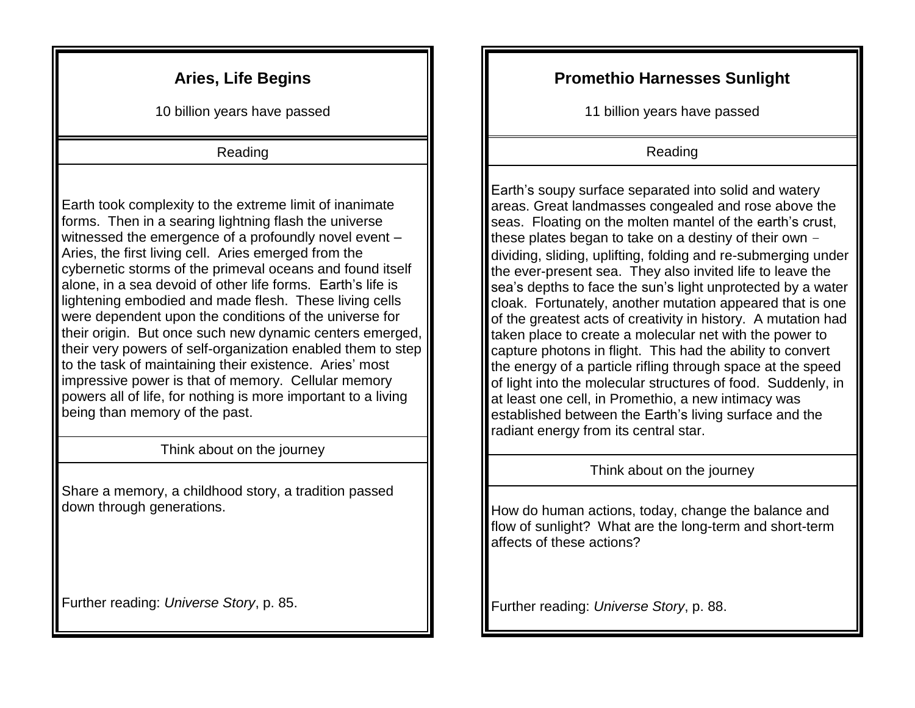## Aries, Life Begins

10 billion years have passed

Reading

Earth took complexity to the extreme limit of inanimate forms. Then in a searing lightning flash the universe witnessed the emergence of a profoundly novel event – Aries, the first living cell. Aries emerged from the cybernetic storms of the primeval oceans and found itself alone, in a sea devoid of other life forms. Earth's life is lightening embodied and made flesh. These living cells were dependent upon the conditions of the universe for their origin. But once such new dynamic centers emerged, their very powers of self-organization enabled them to step to the task of maintaining their existence. Aries' most impressive power is that of memory. Cellular memory powers all of life, for nothing is more important to a living being than memory of the past.

Think about on the journey

Share a memory, a childhood story, a tradition passed down through generations.

Further reading: *Universe Story*, p. 85.

## Promethio Harnesses Sunlight

11 billion years have passed

Reading

Earth's soupy surface separated into solid and watery areas. Great landmasses congealed and rose above the seas. Floating on the molten mantel of the earth's crust, these plates began to take on a destiny of their own – dividing, sliding, uplifting, folding and re-submerging under the ever-present sea. They also invited life to leave the sea's depths to face the sun's light unprotected by a water cloak. Fortunately, another mutation appeared that is one of the greatest acts of creativity in history. A mutation had taken place to create a molecular net with the power to capture photons in flight. This had the ability to convert the energy of a particle rifling through space at the speed of light into the molecular structures of food. Suddenly, in at least one cell, in Promethio, a new intimacy was established between the Earth's living surface and the radiant energy from its central star.

Think about on the journey

How do human actions, today, change the balance and flow of sunlight? What are the long-term and short-term affects of these actions?

Further reading: *Universe Story*, p. 88.